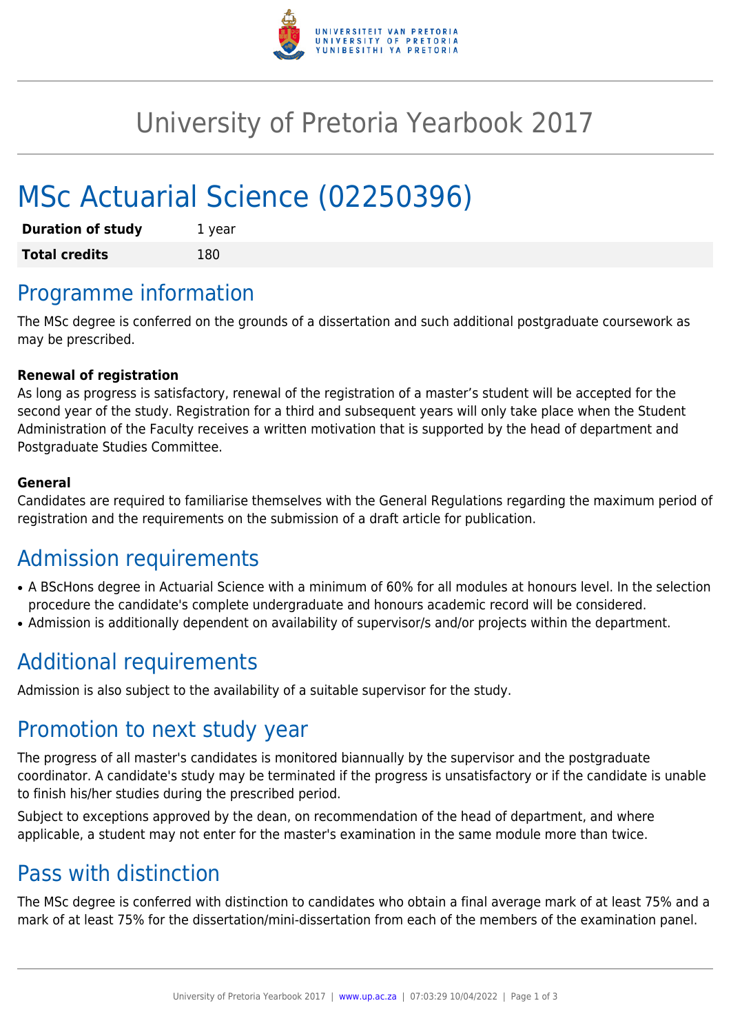# University of Pretoria Yearbook 2017

# MSc Actuarial Science (02250396)

| **Duration of study** | 1 year |
|---|---|
| **Total credits** | 180 |

## Programme information

The MSc degree is conferred on the grounds of a dissertation and such additional postgraduate coursework as may be prescribed.

**Renewal of registration**

As long as progress is satisfactory, renewal of the registration of a master's student will be accepted for the second year of the study. Registration for a third and subsequent years will only take place when the Student Administration of the Faculty receives a written motivation that is supported by the head of department and Postgraduate Studies Committee.

**General**

Candidates are required to familiarise themselves with the General Regulations regarding the maximum period of registration and the requirements on the submission of a draft article for publication.

## Admission requirements

- A BScHons degree in Actuarial Science with a minimum of 60% for all modules at honours level. In the selection procedure the candidate's complete undergraduate and honours academic record will be considered.
- Admission is additionally dependent on availability of supervisor/s and/or projects within the department.

## Additional requirements

Admission is also subject to the availability of a suitable supervisor for the study.

## Promotion to next study year

The progress of all master's candidates is monitored biannually by the supervisor and the postgraduate coordinator. A candidate's study may be terminated if the progress is unsatisfactory or if the candidate is unable to finish his/her studies during the prescribed period.

Subject to exceptions approved by the dean, on recommendation of the head of department, and where applicable, a student may not enter for the master's examination in the same module more than twice.

## Pass with distinction

The MSc degree is conferred with distinction to candidates who obtain a final average mark of at least 75% and a mark of at least 75% for the dissertation/mini-dissertation from each of the members of the examination panel.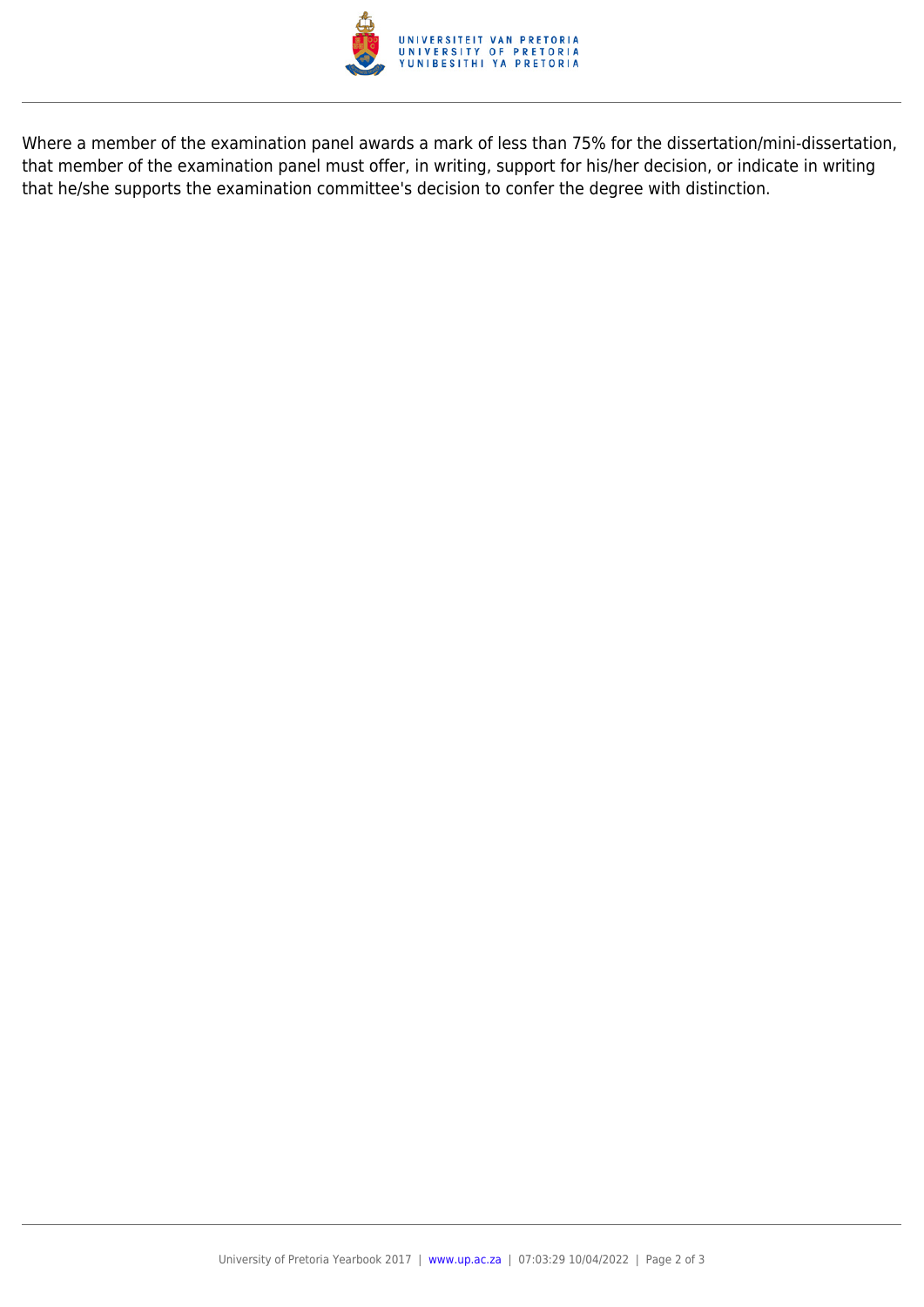Where a member of the examination panel awards a mark of less than 75% for the dissertation/mini-dissertation, that member of the examination panel must offer, in writing, support for his/her decision, or indicate in writing that he/she supports the examination committee's decision to confer the degree with distinction.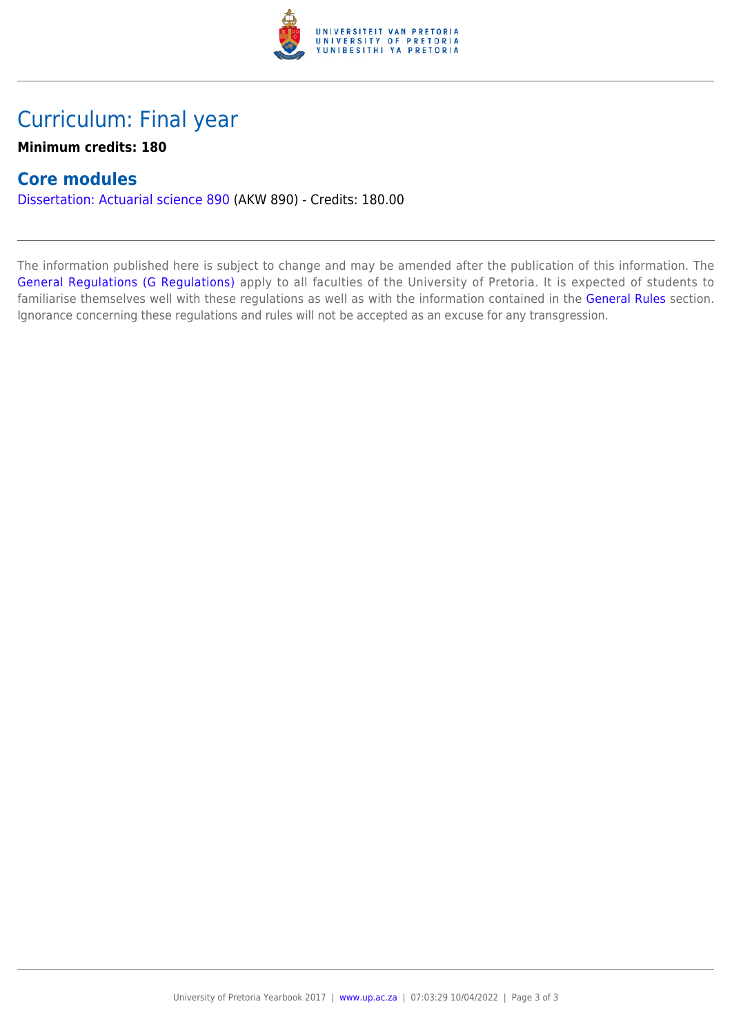## Curriculum: Final year

**Minimum credits: 180**

### Core modules

Dissertation: Actuarial science 890 (AKW 890) - Credits: 180.00

The information published here is subject to change and may be amended after the publication of this information. The General Regulations (G Regulations) apply to all faculties of the University of Pretoria. It is expected of students to familiarise themselves well with these regulations as well as with the information contained in the General Rules section. Ignorance concerning these regulations and rules will not be accepted as an excuse for any transgression.